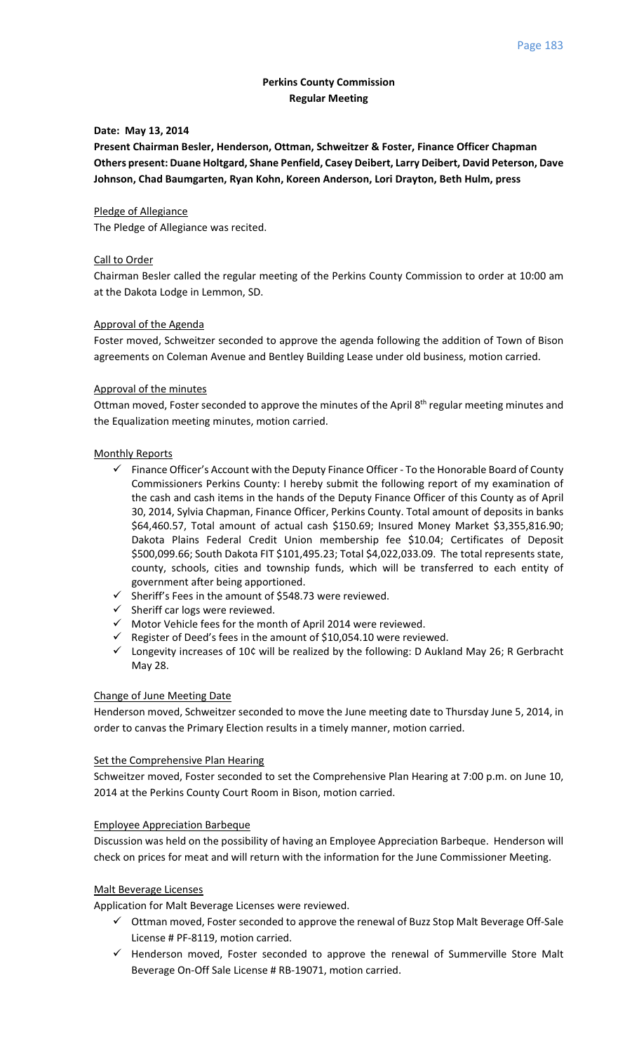# Perkins County Commission
## Regular Meeting

**Date: May 13, 2014**

**Present Chairman Besler, Henderson, Ottman, Schweitzer & Foster, Finance Officer Chapman Others present: Duane Holtgard, Shane Penfield, Casey Deibert, Larry Deibert, David Peterson, Dave Johnson, Chad Baumgarten, Ryan Kohn, Koreen Anderson, Lori Drayton, Beth Hulm, press**

### Pledge of Allegiance

The Pledge of Allegiance was recited.

### Call to Order

Chairman Besler called the regular meeting of the Perkins County Commission to order at 10:00 am at the Dakota Lodge in Lemmon, SD.

### Approval of the Agenda

Foster moved, Schweitzer seconded to approve the agenda following the addition of Town of Bison agreements on Coleman Avenue and Bentley Building Lease under old business, motion carried.

### Approval of the minutes

Ottman moved, Foster seconded to approve the minutes of the April 8th regular meeting minutes and the Equalization meeting minutes, motion carried.

### Monthly Reports

- ✓ Finance Officer's Account with the Deputy Finance Officer - To the Honorable Board of County Commissioners Perkins County: I hereby submit the following report of my examination of the cash and cash items in the hands of the Deputy Finance Officer of this County as of April 30, 2014, Sylvia Chapman, Finance Officer, Perkins County. Total amount of deposits in banks $64,460.57, Total amount of actual cash $150.69; Insured Money Market $3,355,816.90; Dakota Plains Federal Credit Union membership fee $10.04; Certificates of Deposit $500,099.66; South Dakota FIT $101,495.23; Total $4,022,033.09. The total represents state, county, schools, cities and township funds, which will be transferred to each entity of government after being apportioned.
- ✓ Sheriff's Fees in the amount of $548.73 were reviewed.
- ✓ Sheriff car logs were reviewed.
- ✓ Motor Vehicle fees for the month of April 2014 were reviewed.
- ✓ Register of Deed's fees in the amount of $10,054.10 were reviewed.
- ✓ Longevity increases of 10¢ will be realized by the following: D Aukland May 26; R Gerbracht May 28.

### Change of June Meeting Date

Henderson moved, Schweitzer seconded to move the June meeting date to Thursday June 5, 2014, in order to canvas the Primary Election results in a timely manner, motion carried.

### Set the Comprehensive Plan Hearing

Schweitzer moved, Foster seconded to set the Comprehensive Plan Hearing at 7:00 p.m. on June 10, 2014 at the Perkins County Court Room in Bison, motion carried.

### Employee Appreciation Barbeque

Discussion was held on the possibility of having an Employee Appreciation Barbeque. Henderson will check on prices for meat and will return with the information for the June Commissioner Meeting.

### Malt Beverage Licenses

Application for Malt Beverage Licenses were reviewed.

- ✓ Ottman moved, Foster seconded to approve the renewal of Buzz Stop Malt Beverage Off-Sale License # PF-8119, motion carried.
- ✓ Henderson moved, Foster seconded to approve the renewal of Summerville Store Malt Beverage On-Off Sale License # RB-19071, motion carried.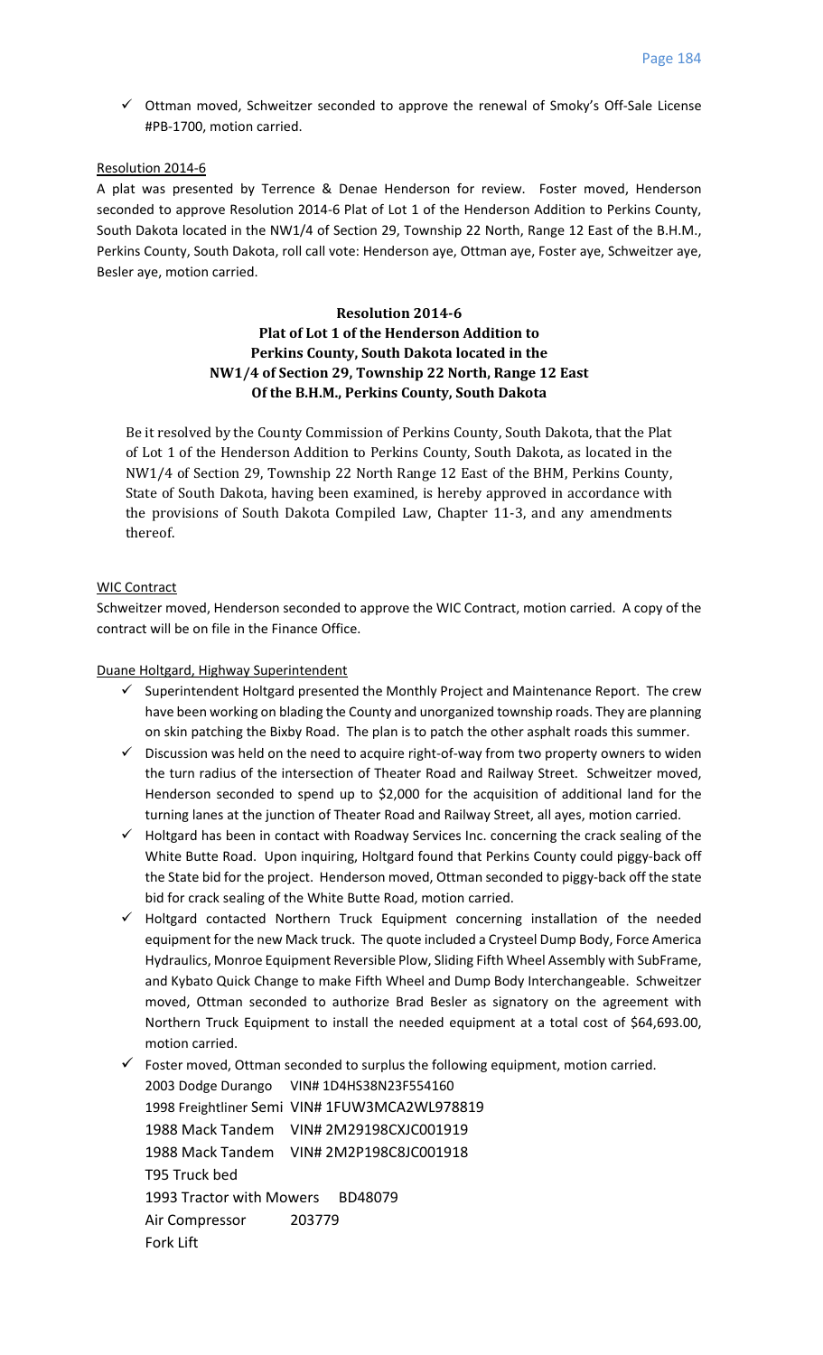- ✓ Ottman moved, Schweitzer seconded to approve the renewal of Smoky's Off-Sale License #PB-1700, motion carried.

Resolution 2014-6

A plat was presented by Terrence & Denae Henderson for review. Foster moved, Henderson seconded to approve Resolution 2014-6 Plat of Lot 1 of the Henderson Addition to Perkins County, South Dakota located in the NW1/4 of Section 29, Township 22 North, Range 12 East of the B.H.M., Perkins County, South Dakota, roll call vote: Henderson aye, Ottman aye, Foster aye, Schweitzer aye, Besler aye, motion carried.

**Resolution 2014-6**
**Plat of Lot 1 of the Henderson Addition to Perkins County, South Dakota located in the NW1/4 of Section 29, Township 22 North, Range 12 East Of the B.H.M., Perkins County, South Dakota**

Be it resolved by the County Commission of Perkins County, South Dakota, that the Plat of Lot 1 of the Henderson Addition to Perkins County, South Dakota, as located in the NW1/4 of Section 29, Township 22 North Range 12 East of the BHM, Perkins County, State of South Dakota, having been examined, is hereby approved in accordance with the provisions of South Dakota Compiled Law, Chapter 11-3, and any amendments thereof.

WIC Contract

Schweitzer moved, Henderson seconded to approve the WIC Contract, motion carried. A copy of the contract will be on file in the Finance Office.

Duane Holtgard, Highway Superintendent

- ✓ Superintendent Holtgard presented the Monthly Project and Maintenance Report. The crew have been working on blading the County and unorganized township roads. They are planning on skin patching the Bixby Road. The plan is to patch the other asphalt roads this summer.
- ✓ Discussion was held on the need to acquire right-of-way from two property owners to widen the turn radius of the intersection of Theater Road and Railway Street. Schweitzer moved, Henderson seconded to spend up to $2,000 for the acquisition of additional land for the turning lanes at the junction of Theater Road and Railway Street, all ayes, motion carried.
- ✓ Holtgard has been in contact with Roadway Services Inc. concerning the crack sealing of the White Butte Road. Upon inquiring, Holtgard found that Perkins County could piggy-back off the State bid for the project. Henderson moved, Ottman seconded to piggy-back off the state bid for crack sealing of the White Butte Road, motion carried.
- ✓ Holtgard contacted Northern Truck Equipment concerning installation of the needed equipment for the new Mack truck. The quote included a Crysteel Dump Body, Force America Hydraulics, Monroe Equipment Reversible Plow, Sliding Fifth Wheel Assembly with SubFrame, and Kybato Quick Change to make Fifth Wheel and Dump Body Interchangeable. Schweitzer moved, Ottman seconded to authorize Brad Besler as signatory on the agreement with Northern Truck Equipment to install the needed equipment at a total cost of $64,693.00, motion carried.
- ✓ Foster moved, Ottman seconded to surplus the following equipment, motion carried.
  - 2003 Dodge Durango VIN# 1D4HS38N23F554160
  - 1998 Freightliner Semi VIN# 1FUW3MCA2WL978819
  - 1988 Mack Tandem VIN# 2M29198CXJC001919
  - 1988 Mack Tandem VIN# 2M2P198C8JC001918
  - T95 Truck bed
  - 1993 Tractor with Mowers BD48079
  - Air Compressor 203779
  - Fork Lift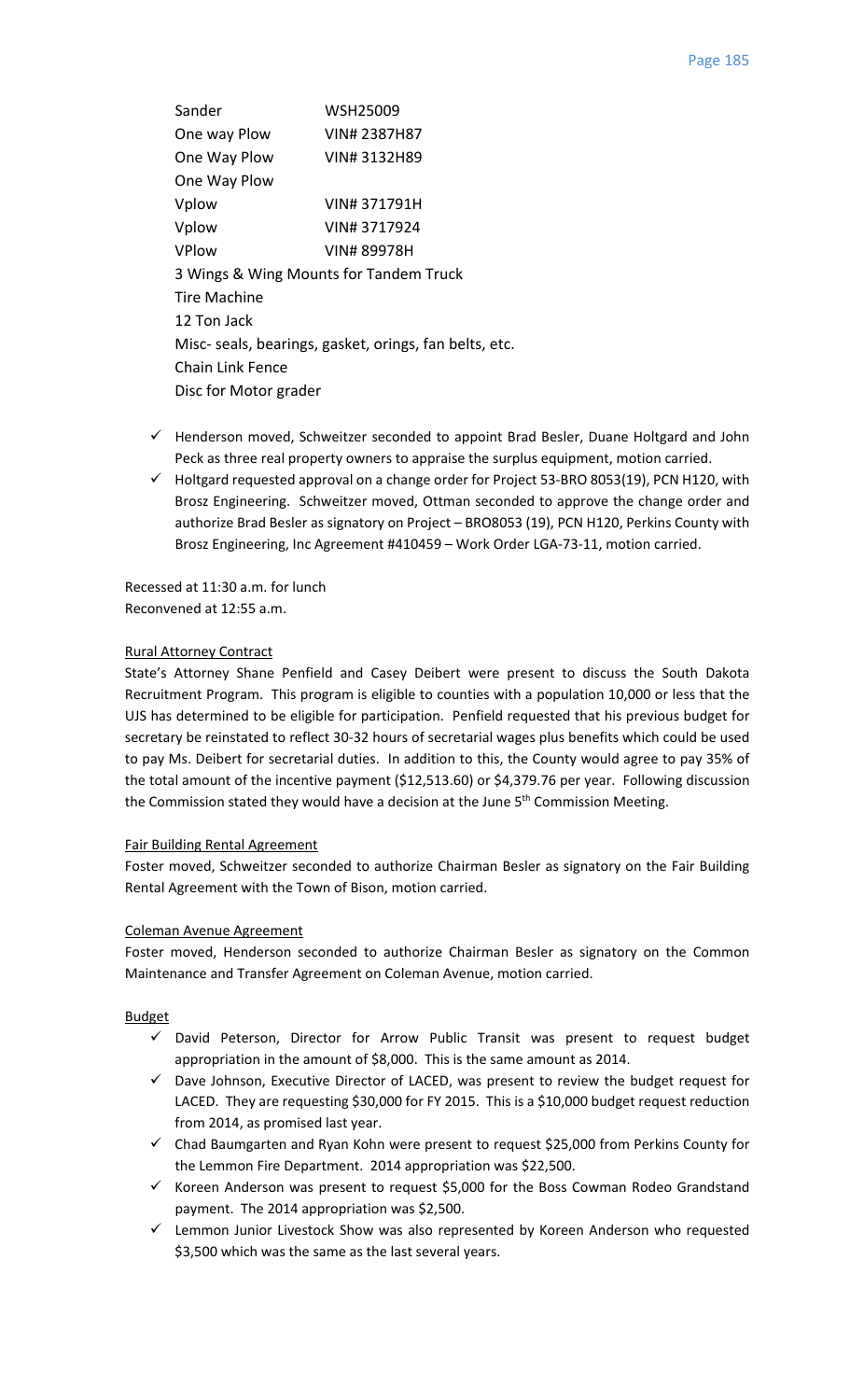| | |
|---|---|
| Sander | WSH25009 |
| One way Plow | VIN# 2387H87 |
| One Way Plow | VIN# 3132H89 |
| One Way Plow | |
| Vplow | VIN# 371791H |
| Vplow | VIN# 3717924 |
| VPlow | VIN# 89978H |

3 Wings & Wing Mounts for Tandem Truck
Tire Machine
12 Ton Jack
Misc- seals, bearings, gasket, orings, fan belts, etc.
Chain Link Fence
Disc for Motor grader

- ✓ Henderson moved, Schweitzer seconded to appoint Brad Besler, Duane Holtgard and John Peck as three real property owners to appraise the surplus equipment, motion carried.
- ✓ Holtgard requested approval on a change order for Project 53-BRO 8053(19), PCN H120, with Brosz Engineering. Schweitzer moved, Ottman seconded to approve the change order and authorize Brad Besler as signatory on Project – BRO8053 (19), PCN H120, Perkins County with Brosz Engineering, Inc Agreement #410459 – Work Order LGA-73-11, motion carried.

Recessed at 11:30 a.m. for lunch
Reconvened at 12:55 a.m.

## Rural Attorney Contract

State's Attorney Shane Penfield and Casey Deibert were present to discuss the South Dakota Recruitment Program. This program is eligible to counties with a population 10,000 or less that the UJS has determined to be eligible for participation. Penfield requested that his previous budget for secretary be reinstated to reflect 30-32 hours of secretarial wages plus benefits which could be used to pay Ms. Deibert for secretarial duties. In addition to this, the County would agree to pay 35% of the total amount of the incentive payment ($12,513.60) or $4,379.76 per year. Following discussion the Commission stated they would have a decision at the June 5th Commission Meeting.

## Fair Building Rental Agreement

Foster moved, Schweitzer seconded to authorize Chairman Besler as signatory on the Fair Building Rental Agreement with the Town of Bison, motion carried.

## Coleman Avenue Agreement

Foster moved, Henderson seconded to authorize Chairman Besler as signatory on the Common Maintenance and Transfer Agreement on Coleman Avenue, motion carried.

## Budget

- ✓ David Peterson, Director for Arrow Public Transit was present to request budget appropriation in the amount of $8,000. This is the same amount as 2014.
- ✓ Dave Johnson, Executive Director of LACED, was present to review the budget request for LACED. They are requesting $30,000 for FY 2015. This is a $10,000 budget request reduction from 2014, as promised last year.
- ✓ Chad Baumgarten and Ryan Kohn were present to request $25,000 from Perkins County for the Lemmon Fire Department. 2014 appropriation was $22,500.
- ✓ Koreen Anderson was present to request $5,000 for the Boss Cowman Rodeo Grandstand payment. The 2014 appropriation was $2,500.
- ✓ Lemmon Junior Livestock Show was also represented by Koreen Anderson who requested $3,500 which was the same as the last several years.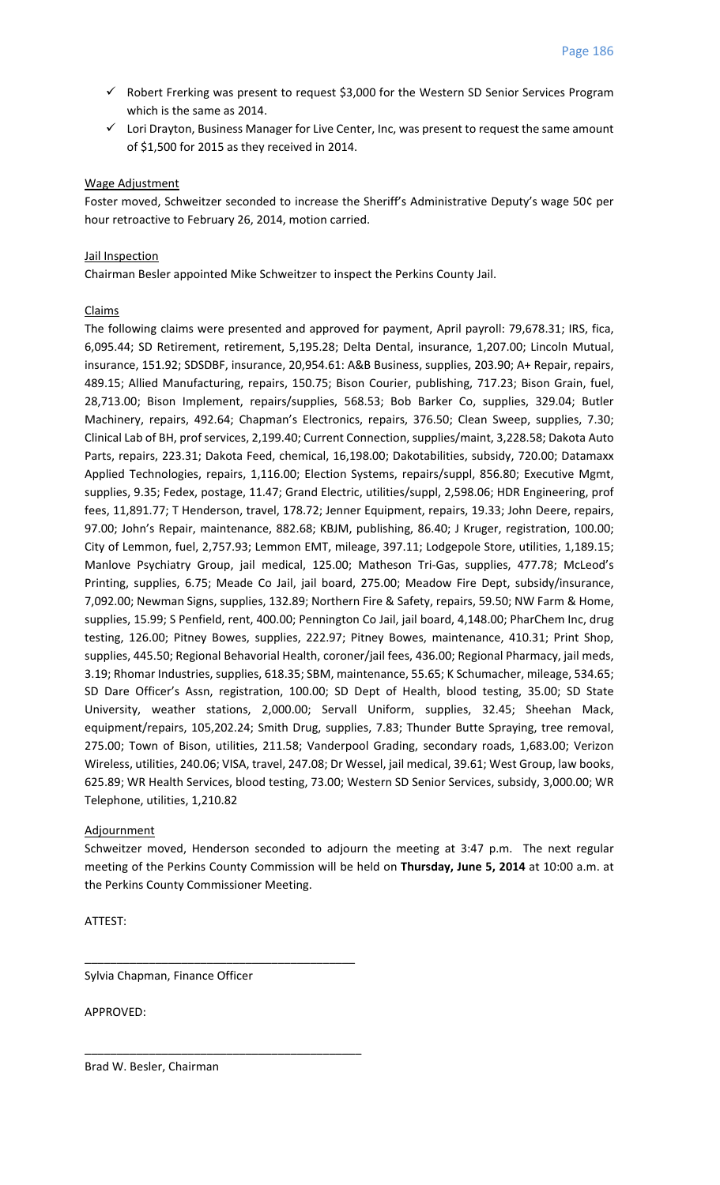- ✓ Robert Frerking was present to request $3,000 for the Western SD Senior Services Program which is the same as 2014.
- ✓ Lori Drayton, Business Manager for Live Center, Inc, was present to request the same amount of $1,500 for 2015 as they received in 2014.

Wage Adjustment

Foster moved, Schweitzer seconded to increase the Sheriff's Administrative Deputy's wage 50¢ per hour retroactive to February 26, 2014, motion carried.

Jail Inspection

Chairman Besler appointed Mike Schweitzer to inspect the Perkins County Jail.

Claims

The following claims were presented and approved for payment, April payroll: 79,678.31; IRS, fica, 6,095.44; SD Retirement, retirement, 5,195.28; Delta Dental, insurance, 1,207.00; Lincoln Mutual, insurance, 151.92; SDSDBF, insurance, 20,954.61: A&B Business, supplies, 203.90; A+ Repair, repairs, 489.15; Allied Manufacturing, repairs, 150.75; Bison Courier, publishing, 717.23; Bison Grain, fuel, 28,713.00; Bison Implement, repairs/supplies, 568.53; Bob Barker Co, supplies, 329.04; Butler Machinery, repairs, 492.64; Chapman's Electronics, repairs, 376.50; Clean Sweep, supplies, 7.30; Clinical Lab of BH, prof services, 2,199.40; Current Connection, supplies/maint, 3,228.58; Dakota Auto Parts, repairs, 223.31; Dakota Feed, chemical, 16,198.00; Dakotabilities, subsidy, 720.00; Datamaxx Applied Technologies, repairs, 1,116.00; Election Systems, repairs/suppl, 856.80; Executive Mgmt, supplies, 9.35; Fedex, postage, 11.47; Grand Electric, utilities/suppl, 2,598.06; HDR Engineering, prof fees, 11,891.77; T Henderson, travel, 178.72; Jenner Equipment, repairs, 19.33; John Deere, repairs, 97.00; John's Repair, maintenance, 882.68; KBJM, publishing, 86.40; J Kruger, registration, 100.00; City of Lemmon, fuel, 2,757.93; Lemmon EMT, mileage, 397.11; Lodgepole Store, utilities, 1,189.15; Manlove Psychiatry Group, jail medical, 125.00; Matheson Tri-Gas, supplies, 477.78; McLeod's Printing, supplies, 6.75; Meade Co Jail, jail board, 275.00; Meadow Fire Dept, subsidy/insurance, 7,092.00; Newman Signs, supplies, 132.89; Northern Fire & Safety, repairs, 59.50; NW Farm & Home, supplies, 15.99; S Penfield, rent, 400.00; Pennington Co Jail, jail board, 4,148.00; PharChem Inc, drug testing, 126.00; Pitney Bowes, supplies, 222.97; Pitney Bowes, maintenance, 410.31; Print Shop, supplies, 445.50; Regional Behavorial Health, coroner/jail fees, 436.00; Regional Pharmacy, jail meds, 3.19; Rhomar Industries, supplies, 618.35; SBM, maintenance, 55.65; K Schumacher, mileage, 534.65; SD Dare Officer's Assn, registration, 100.00; SD Dept of Health, blood testing, 35.00; SD State University, weather stations, 2,000.00; Servall Uniform, supplies, 32.45; Sheehan Mack, equipment/repairs, 105,202.24; Smith Drug, supplies, 7.83; Thunder Butte Spraying, tree removal, 275.00; Town of Bison, utilities, 211.58; Vanderpool Grading, secondary roads, 1,683.00; Verizon Wireless, utilities, 240.06; VISA, travel, 247.08; Dr Wessel, jail medical, 39.61; West Group, law books, 625.89; WR Health Services, blood testing, 73.00; Western SD Senior Services, subsidy, 3,000.00; WR Telephone, utilities, 1,210.82

Adjournment

Schweitzer moved, Henderson seconded to adjourn the meeting at 3:47 p.m. The next regular meeting of the Perkins County Commission will be held on **Thursday, June 5, 2014** at 10:00 a.m. at the Perkins County Commissioner Meeting.

ATTEST:

\_\_\_\_\_\_\_\_\_\_\_\_\_\_\_\_\_\_\_\_\_\_\_\_\_\_\_\_\_\_\_\_\_\_\_\_\_\_\_\_

Sylvia Chapman, Finance Officer

APPROVED:

\_\_\_\_\_\_\_\_\_\_\_\_\_\_\_\_\_\_\_\_\_\_\_\_\_\_\_\_\_\_\_\_\_\_\_\_\_\_\_\_

Brad W. Besler, Chairman